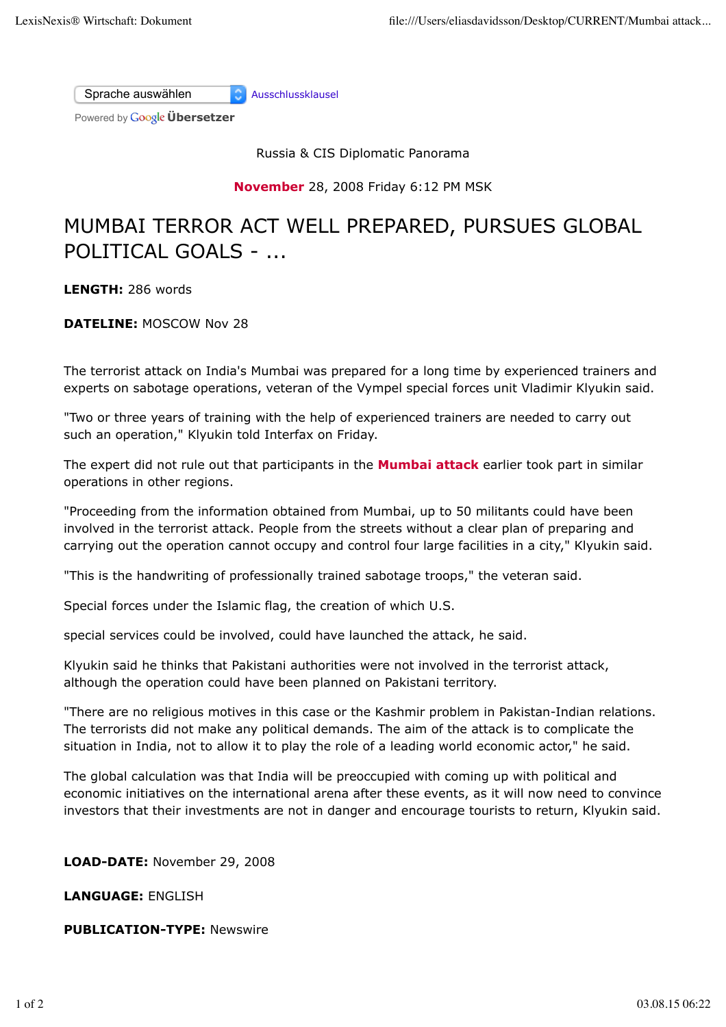Sprache auswählen Ausschlussklausel

Powered by Google Übersetzer

Russia & CIS Diplomatic Panorama

**November** 28, 2008 Friday 6:12 PM MSK

# MUMBAI TERROR ACT WELL PREPARED, PURSUES GLOBAL POLITICAL GOALS - ...

**LENGTH:** 286 words

**DATELINE:** MOSCOW Nov 28

The terrorist attack on India's Mumbai was prepared for a long time by experienced trainers and experts on sabotage operations, veteran of the Vympel special forces unit Vladimir Klyukin said.

"Two or three years of training with the help of experienced trainers are needed to carry out such an operation," Klyukin told Interfax on Friday.

The expert did not rule out that participants in the **Mumbai attack** earlier took part in similar operations in other regions.

"Proceeding from the information obtained from Mumbai, up to 50 militants could have been involved in the terrorist attack. People from the streets without a clear plan of preparing and carrying out the operation cannot occupy and control four large facilities in a city," Klyukin said.

"This is the handwriting of professionally trained sabotage troops," the veteran said.

Special forces under the Islamic flag, the creation of which U.S.

special services could be involved, could have launched the attack, he said.

Klyukin said he thinks that Pakistani authorities were not involved in the terrorist attack, although the operation could have been planned on Pakistani territory.

"There are no religious motives in this case or the Kashmir problem in Pakistan-Indian relations. The terrorists did not make any political demands. The aim of the attack is to complicate the situation in India, not to allow it to play the role of a leading world economic actor," he said.

The global calculation was that India will be preoccupied with coming up with political and economic initiatives on the international arena after these events, as it will now need to convince investors that their investments are not in danger and encourage tourists to return, Klyukin said.

**LOAD-DATE:** November 29, 2008

**LANGUAGE:** ENGLISH

**PUBLICATION-TYPE:** Newswire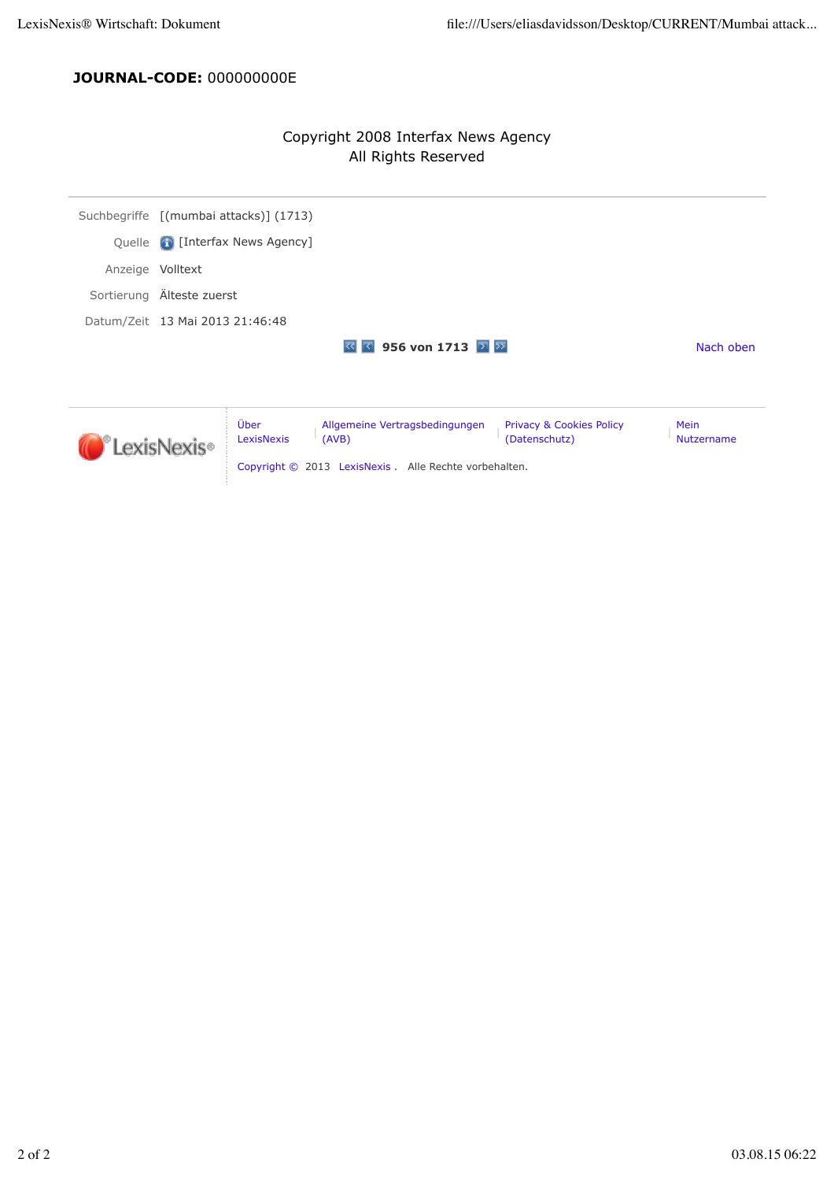**JOURNAL-CODE:** 000000000E

Copyright 2008 Interfax News Agency
All Rights Reserved

| | |
|---|---|
| Suchbegriffe | [(mumbai attacks)] (1713) |
| Quelle | [Interfax News Agency] |
| Anzeige | Volltext |
| Sortierung | Älteste zuerst |
| Datum/Zeit | 13 Mai 2013 21:46:48 |

**956 von 1713**

Nach oben

Über LexisNexis | Allgemeine Vertragsbedingungen (AVB) | Privacy & Cookies Policy (Datenschutz) | Mein Nutzername

Copyright © 2013 LexisNexis . Alle Rechte vorbehalten.